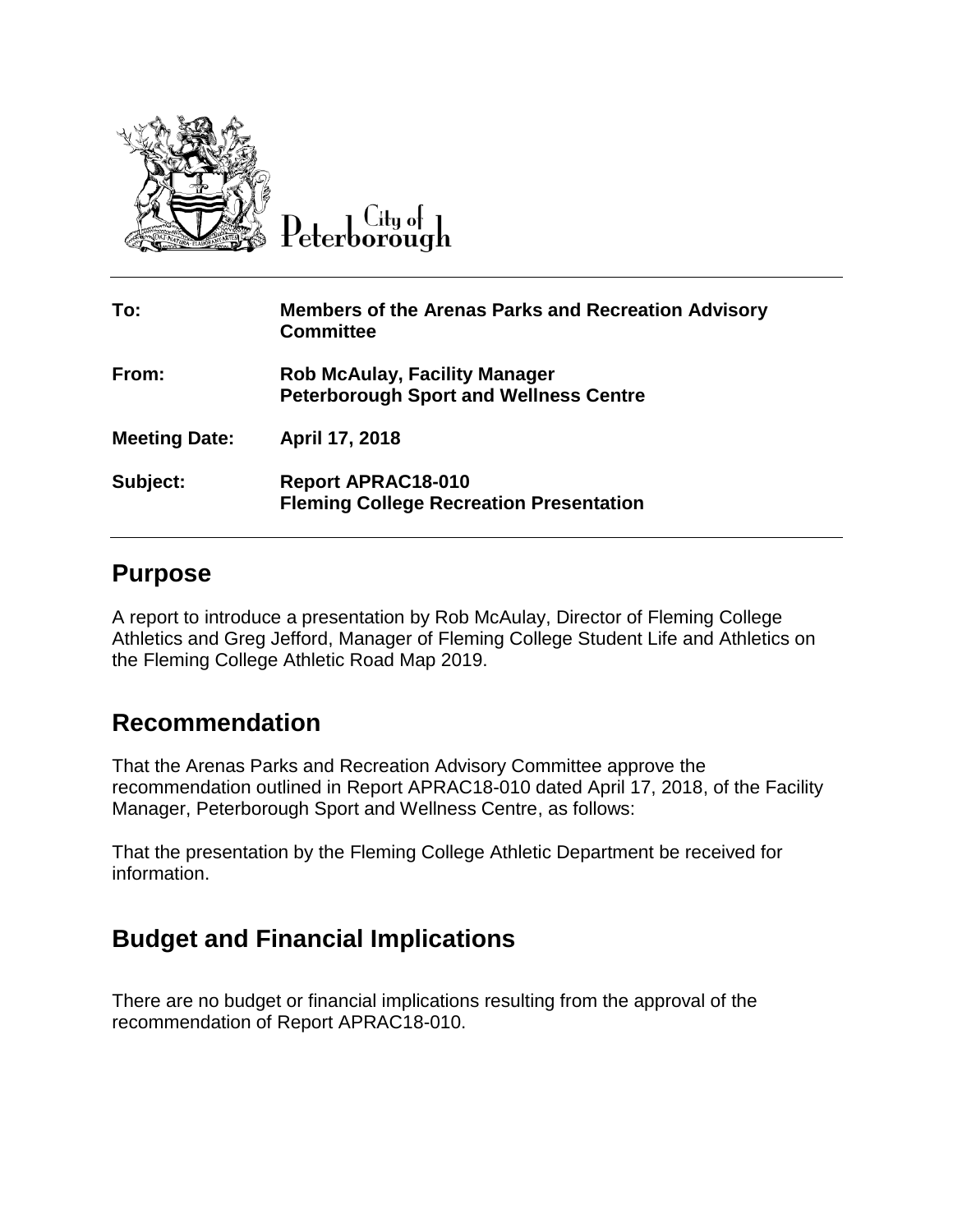City of Peterborough

| | |
|---|---|
| **To:** | **Members of the Arenas Parks and Recreation Advisory Committee** |
| **From:** | **Rob McAulay, Facility Manager**<br>**Peterborough Sport and Wellness Centre** |
| **Meeting Date:** | **April 17, 2018** |
| **Subject:** | **Report APRAC18-010**<br>**Fleming College Recreation Presentation** |

## Purpose

A report to introduce a presentation by Rob McAulay, Director of Fleming College Athletics and Greg Jefford, Manager of Fleming College Student Life and Athletics on the Fleming College Athletic Road Map 2019.

## Recommendation

That the Arenas Parks and Recreation Advisory Committee approve the recommendation outlined in Report APRAC18-010 dated April 17, 2018, of the Facility Manager, Peterborough Sport and Wellness Centre, as follows:

That the presentation by the Fleming College Athletic Department be received for information.

## Budget and Financial Implications

There are no budget or financial implications resulting from the approval of the recommendation of Report APRAC18-010.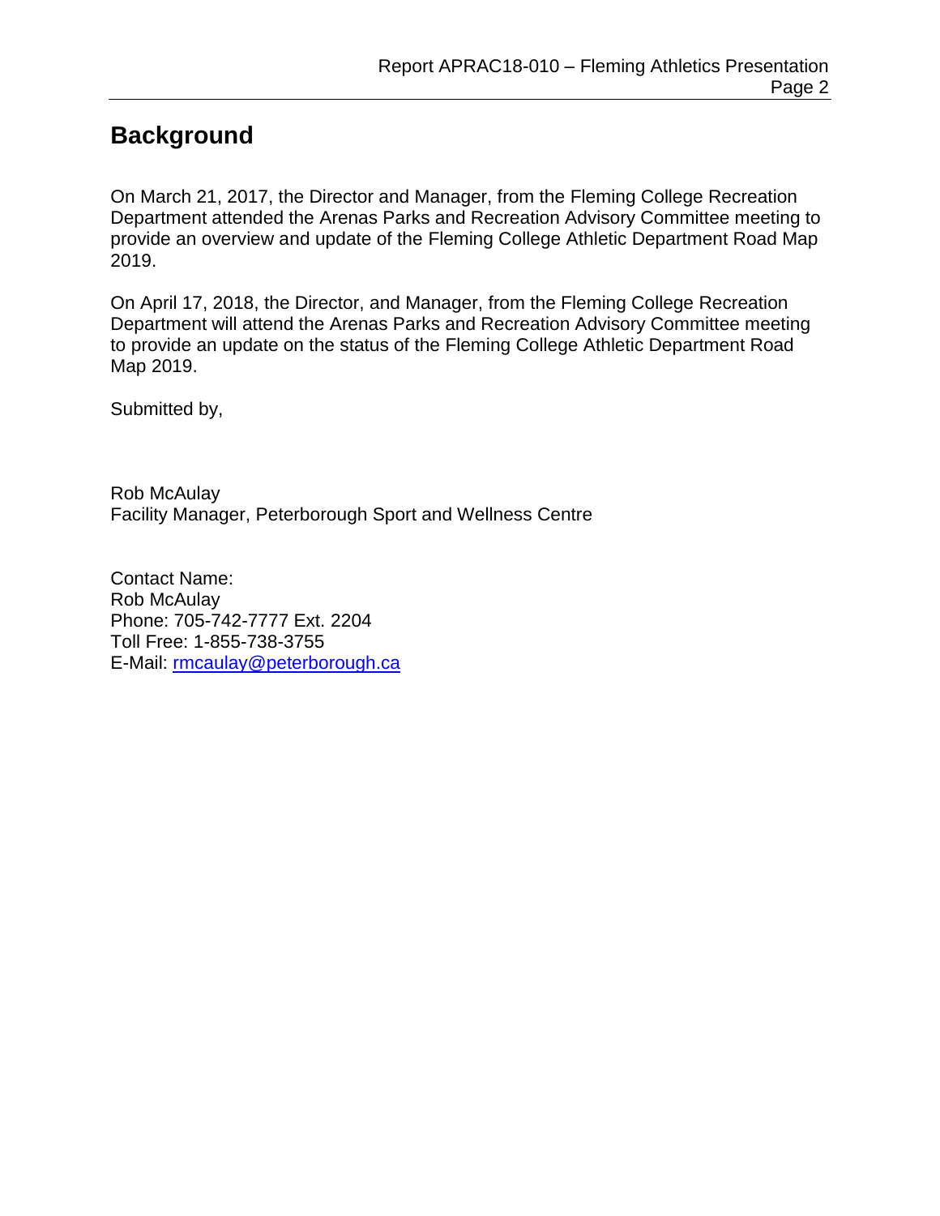## Background

On March 21, 2017, the Director and Manager, from the Fleming College Recreation Department attended the Arenas Parks and Recreation Advisory Committee meeting to provide an overview and update of the Fleming College Athletic Department Road Map 2019.

On April 17, 2018, the Director, and Manager, from the Fleming College Recreation Department will attend the Arenas Parks and Recreation Advisory Committee meeting to provide an update on the status of the Fleming College Athletic Department Road Map 2019.

Submitted by,

Rob McAulay
Facility Manager, Peterborough Sport and Wellness Centre

Contact Name:
Rob McAulay
Phone: 705-742-7777 Ext. 2204
Toll Free: 1-855-738-3755
E-Mail: rmcaulay@peterborough.ca